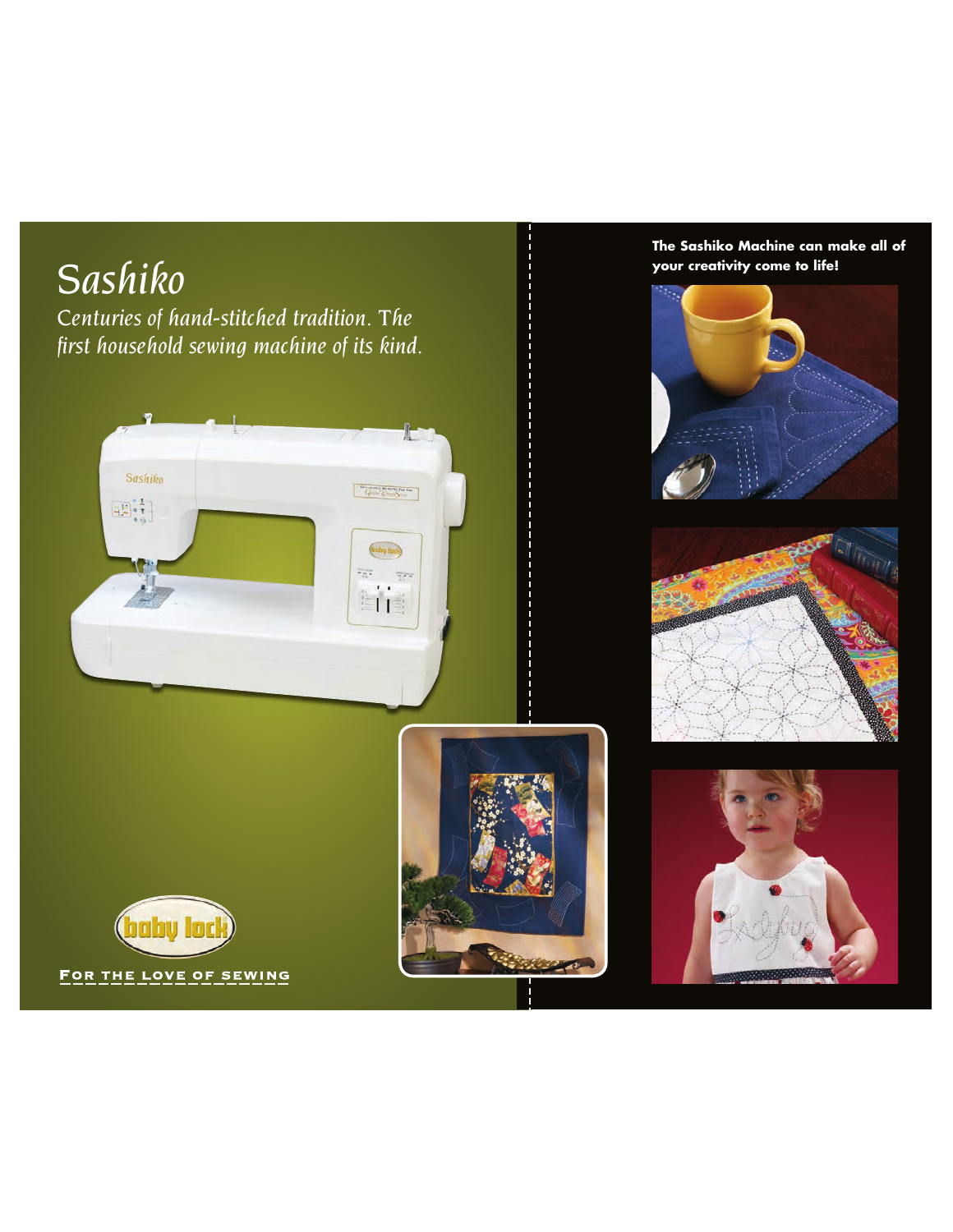# Sashiko

*Centuries of hand-stitched tradition. The first household sewing machine of its kind.*

FOR THE LOVE OF SEWING

**The Sashiko Machine can make all of your creativity come to life!**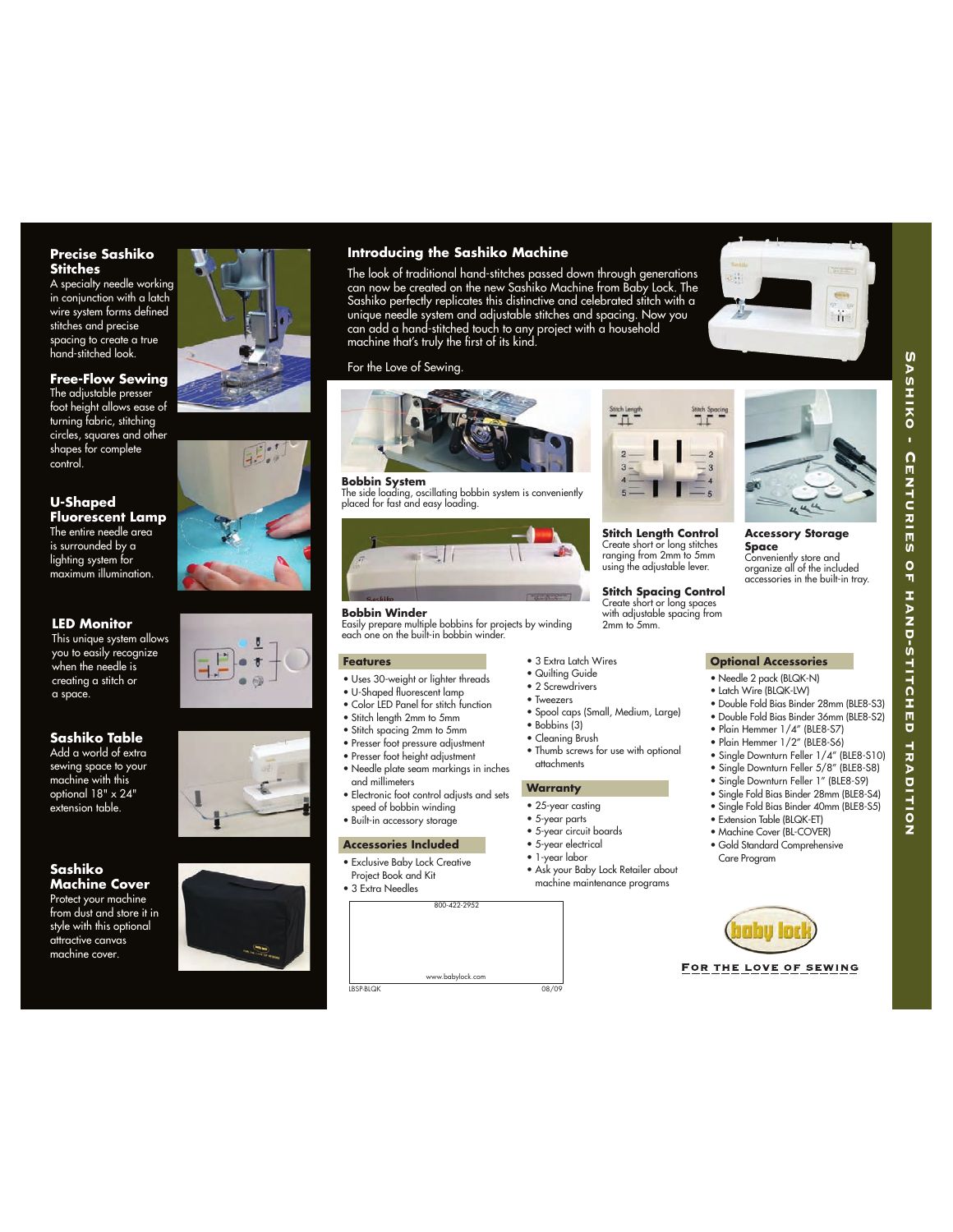## Precise Sashiko Stitches

A specialty needle working in conjunction with a latch wire system forms defined stitches and precise spacing to create a true hand-stitched look.

## Free-Flow Sewing

The adjustable presser foot height allows ease of turning fabric, stitching circles, squares and other shapes for complete control.

## U-Shaped Fluorescent Lamp

The entire needle area is surrounded by a lighting system for maximum illumination.

## LED Monitor

This unique system allows you to easily recognize when the needle is creating a stitch or a space.

## Sashiko Table

Add a world of extra sewing space to your machine with this optional 18" x 24" extension table.

## Sashiko Machine Cover

Protect your machine from dust and store it in style with this optional attractive canvas machine cover.

# Introducing the Sashiko Machine

The look of traditional hand-stitches passed down through generations can now be created on the new Sashiko Machine from Baby Lock. The Sashiko perfectly replicates this distinctive and celebrated stitch with a unique needle system and adjustable stitches and spacing. Now you can add a hand-stitched touch to any project with a household machine that's truly the first of its kind.

For the Love of Sewing.

**Bobbin System**
The side loading, oscillating bobbin system is conveniently placed for fast and easy loading.

**Bobbin Winder**
Easily prepare multiple bobbins for projects by winding each one on the built-in bobbin winder.

**Stitch Length Control**
Create short or long stitches ranging from 2mm to 5mm using the adjustable lever.

**Stitch Spacing Control**
Create short or long spaces with adjustable spacing from 2mm to 5mm.

**Accessory Storage Space**
Conveniently store and organize all of the included accessories in the built-in tray.

### Features

- Uses 30-weight or lighter threads
- U-Shaped fluorescent lamp
- Color LED Panel for stitch function
- Stitch length 2mm to 5mm
- Stitch spacing 2mm to 5mm
- Presser foot pressure adjustment
- Presser foot height adjustment
- Needle plate seam markings in inches and millimeters
- Electronic foot control adjusts and sets speed of bobbin winding
- Built-in accessory storage

### Accessories Included

- Exclusive Baby Lock Creative Project Book and Kit
- 3 Extra Needles
- 3 Extra Latch Wires
- Quilting Guide
- 2 Screwdrivers
- Tweezers
- Spool caps (Small, Medium, Large)
- Bobbins (3)
- Cleaning Brush
- Thumb screws for use with optional attachments

### Warranty

- 25-year casting
- 5-year parts
- 5-year circuit boards
- 5-year electrical
- 1-year labor
- Ask your Baby Lock Retailer about machine maintenance programs

### Optional Accessories

- Needle 2 pack (BLQK-N)
- Latch Wire (BLQK-LW)
- Double Fold Bias Binder 28mm (BLE8-S3)
- Double Fold Bias Binder 36mm (BLE8-S2)
- Plain Hemmer 1/4" (BLE8-S7)
- Plain Hemmer 1/2" (BLE8-S6)
- Single Downturn Feller 1/4" (BLE8-S10)
- Single Downturn Feller 5/8" (BLE8-S8)
- Single Downturn Feller 1" (BLE8-S9)
- Single Fold Bias Binder 28mm (BLE8-S4)
- Single Fold Bias Binder 40mm (BLE8-S5)
- Extension Table (BLQK-ET)
- Machine Cover (BL-COVER)
- Gold Standard Comprehensive Care Program

800-422-2952

www.babylock.com

LBSP-BLQK 08/09

baby lock

FOR THE LOVE OF SEWING

SASHIKO - CENTURIES OF HAND-STITCHED TRADITION